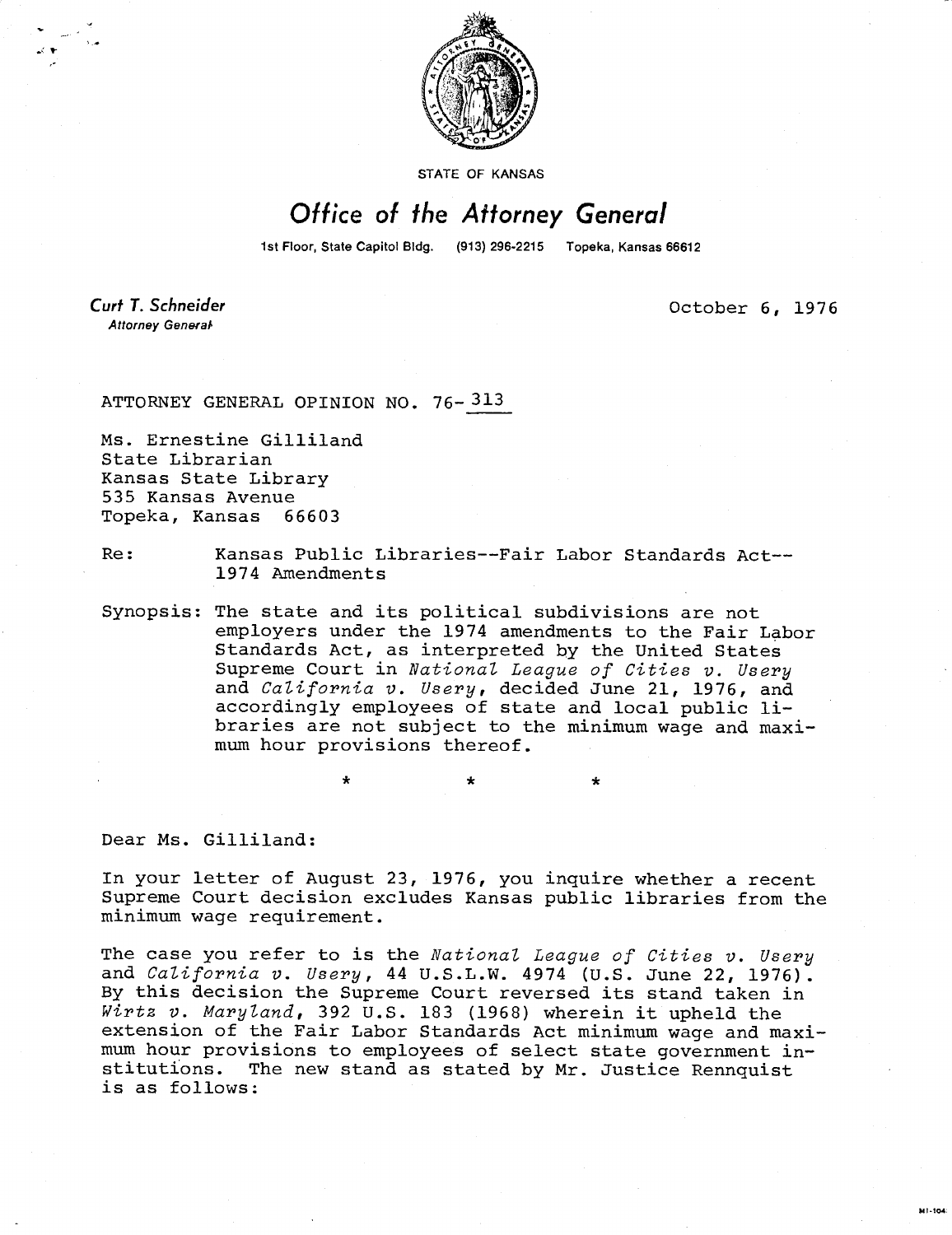STATE OF KANSAS

# Office of the Attorney General

1st Floor, State Capitol Bldg. (913) 296-2215 Topeka, Kansas 66612

**Curt T. Schneider**
*Attorney General*

October 6, 1976

ATTORNEY GENERAL OPINION NO. 76-313

Ms. Ernestine Gilliland
State Librarian
Kansas State Library
535 Kansas Avenue
Topeka, Kansas 66603

Re: Kansas Public Libraries--Fair Labor Standards Act--1974 Amendments

Synopsis: The state and its political subdivisions are not employers under the 1974 amendments to the Fair Labor Standards Act, as interpreted by the United States Supreme Court in *National League of Cities v. Usery* and *California v. Usery*, decided June 21, 1976, and accordingly employees of state and local public libraries are not subject to the minimum wage and maximum hour provisions thereof.

\* \* \*

Dear Ms. Gilliland:

In your letter of August 23, 1976, you inquire whether a recent Supreme Court decision excludes Kansas public libraries from the minimum wage requirement.

The case you refer to is the *National League of Cities v. Usery* and *California v. Usery*, 44 U.S.L.W. 4974 (U.S. June 22, 1976). By this decision the Supreme Court reversed its stand taken in *Wirtz v. Maryland*, 392 U.S. 183 (1968) wherein it upheld the extension of the Fair Labor Standards Act minimum wage and maximum hour provisions to employees of select state government institutions. The new stand as stated by Mr. Justice Rennquist is as follows: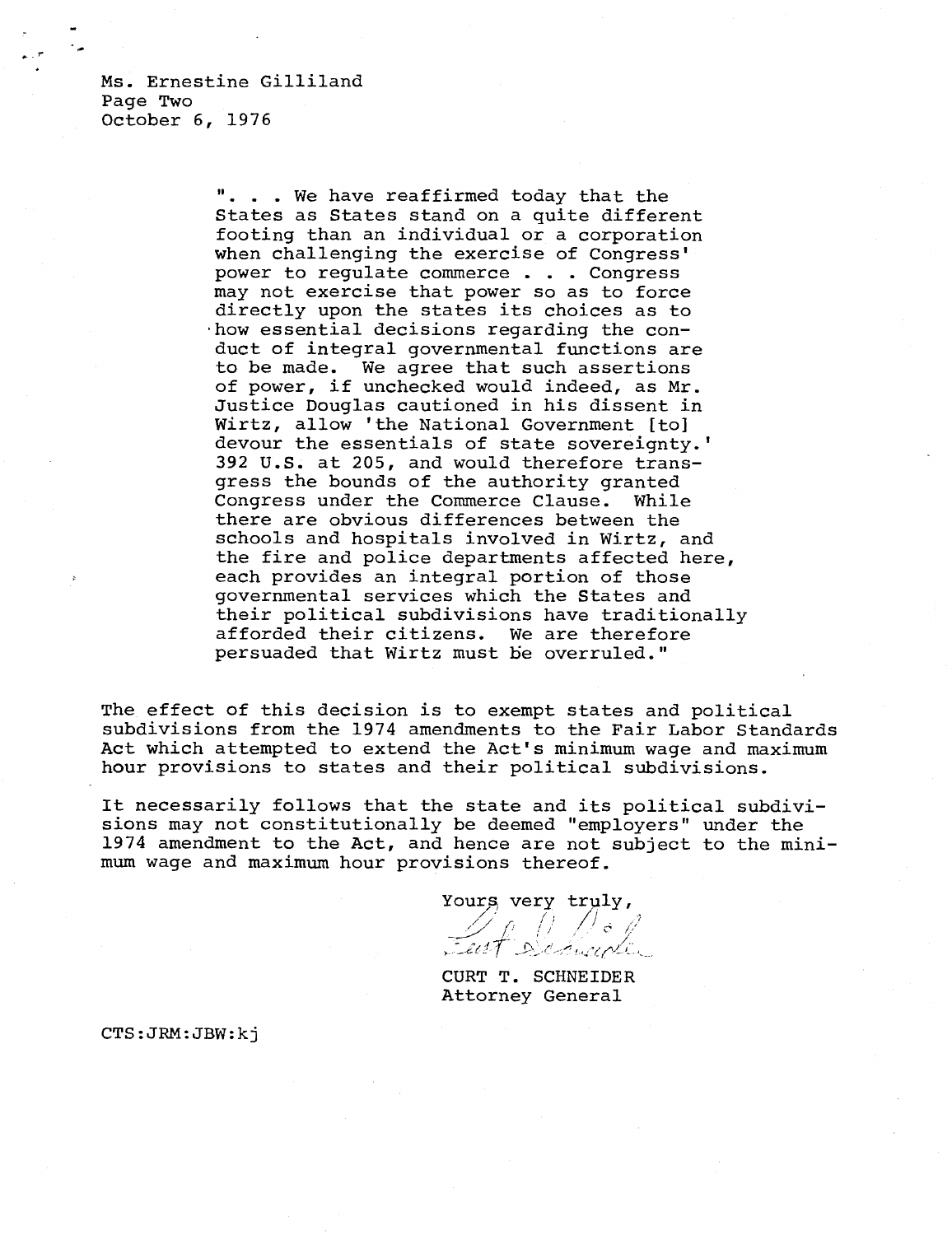Ms. Ernestine Gilliland
Page Two
October 6, 1976

> ". . . We have reaffirmed today that the States as States stand on a quite different footing than an individual or a corporation when challenging the exercise of Congress' power to regulate commerce . . . Congress may not exercise that power so as to force directly upon the states its choices as to how essential decisions regarding the conduct of integral governmental functions are to be made. We agree that such assertions of power, if unchecked would indeed, as Mr. Justice Douglas cautioned in his dissent in Wirtz, allow 'the National Government [to] devour the essentials of state sovereignty.' 392 U.S. at 205, and would therefore transgress the bounds of the authority granted Congress under the Commerce Clause. While there are obvious differences between the schools and hospitals involved in Wirtz, and the fire and police departments affected here, each provides an integral portion of those governmental services which the States and their political subdivisions have traditionally afforded their citizens. We are therefore persuaded that Wirtz must be overruled."

The effect of this decision is to exempt states and political subdivisions from the 1974 amendments to the Fair Labor Standards Act which attempted to extend the Act's minimum wage and maximum hour provisions to states and their political subdivisions.

It necessarily follows that the state and its political subdivisions may not constitutionally be deemed "employers" under the 1974 amendment to the Act, and hence are not subject to the minimum wage and maximum hour provisions thereof.

Yours very truly,

CURT T. SCHNEIDER
Attorney General

CTS:JRM:JBW:kj